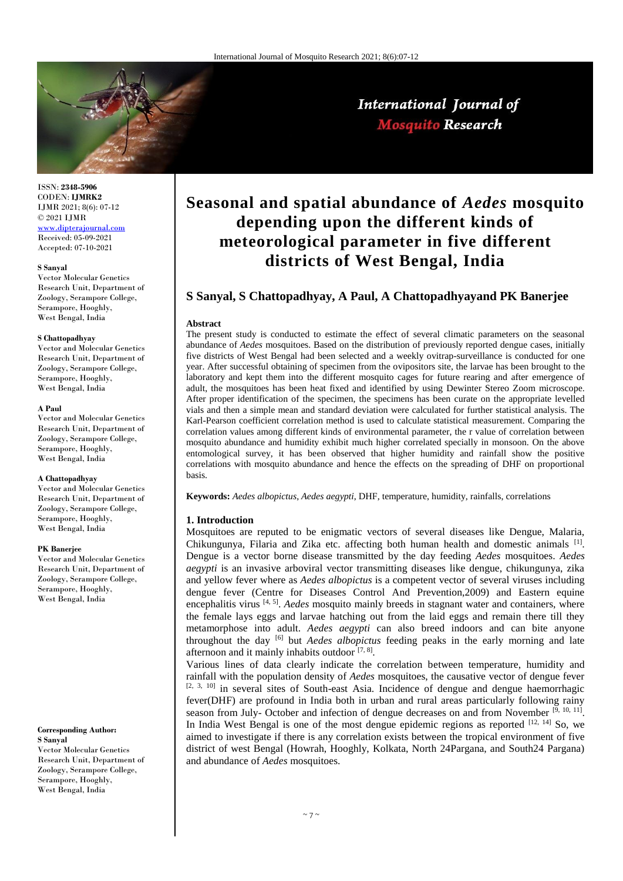ISSN: **2348-5906**
CODEN: **IJMRK2**
IJMR 2021; 8(6): 07-12
© 2021 IJMR
www.dipterajournal.com
Received: 05-09-2021
Accepted: 07-10-2021

**S Sanyal**
Vector Molecular Genetics Research Unit, Department of Zoology, Serampore College, Serampore, Hooghly, West Bengal, India

**S Chattopadhyay**
Vector and Molecular Genetics Research Unit, Department of Zoology, Serampore College, Serampore, Hooghly, West Bengal, India

**A Paul**
Vector and Molecular Genetics Research Unit, Department of Zoology, Serampore College, Serampore, Hooghly, West Bengal, India

**A Chattopadhyay**
Vector and Molecular Genetics Research Unit, Department of Zoology, Serampore College, Serampore, Hooghly, West Bengal, India

**PK Banerjee**
Vector and Molecular Genetics Research Unit, Department of Zoology, Serampore College, Serampore, Hooghly, West Bengal, India

**Corresponding Author:**
**S Sanyal**
Vector Molecular Genetics Research Unit, Department of Zoology, Serampore College, Serampore, Hooghly, West Bengal, India

# Seasonal and spatial abundance of *Aedes* mosquito depending upon the different kinds of meteorological parameter in five different districts of West Bengal, India

## S Sanyal, S Chattopadhyay, A Paul, A Chattopadhyayand PK Banerjee

### Abstract

The present study is conducted to estimate the effect of several climatic parameters on the seasonal abundance of *Aedes* mosquitoes. Based on the distribution of previously reported dengue cases, initially five districts of West Bengal had been selected and a weekly ovitrap-surveillance is conducted for one year. After successful obtaining of specimen from the ovipositors site, the larvae has been brought to the laboratory and kept them into the different mosquito cages for future rearing and after emergence of adult, the mosquitoes has been heat fixed and identified by using Dewinter Stereo Zoom microscope. After proper identification of the specimen, the specimens has been curate on the appropriate levelled vials and then a simple mean and standard deviation were calculated for further statistical analysis. The Karl-Pearson coefficient correlation method is used to calculate statistical measurement. Comparing the correlation values among different kinds of environmental parameter, the r value of correlation between mosquito abundance and humidity exhibit much higher correlated specially in monsoon. On the above entomological survey, it has been observed that higher humidity and rainfall show the positive correlations with mosquito abundance and hence the effects on the spreading of DHF on proportional basis.

**Keywords:** *Aedes albopictus*, *Aedes aegypti*, DHF, temperature, humidity, rainfalls, correlations

### 1. Introduction

Mosquitoes are reputed to be enigmatic vectors of several diseases like Dengue, Malaria, Chikungunya, Filaria and Zika etc. affecting both human health and domestic animals [1]. Dengue is a vector borne disease transmitted by the day feeding *Aedes* mosquitoes. *Aedes aegypti* is an invasive arboviral vector transmitting diseases like dengue, chikungunya, zika and yellow fever where as *Aedes albopictus* is a competent vector of several viruses including dengue fever (Centre for Diseases Control And Prevention,2009) and Eastern equine encephalitis virus [4, 5]. *Aedes* mosquito mainly breeds in stagnant water and containers, where the female lays eggs and larvae hatching out from the laid eggs and remain there till they metamorphose into adult. *Aedes aegypti* can also breed indoors and can bite anyone throughout the day [6] but *Aedes albopictus* feeding peaks in the early morning and late afternoon and it mainly inhabits outdoor [7, 8].

Various lines of data clearly indicate the correlation between temperature, humidity and rainfall with the population density of *Aedes* mosquitoes, the causative vector of dengue fever [2, 3, 10] in several sites of South-east Asia. Incidence of dengue and dengue haemorrhagic fever(DHF) are profound in India both in urban and rural areas particularly following rainy season from July- October and infection of dengue decreases on and from November [9, 10, 11]. In India West Bengal is one of the most dengue epidemic regions as reported [12, 14] So, we aimed to investigate if there is any correlation exists between the tropical environment of five district of west Bengal (Howrah, Hooghly, Kolkata, North 24Pargana, and South24 Pargana) and abundance of *Aedes* mosquitoes.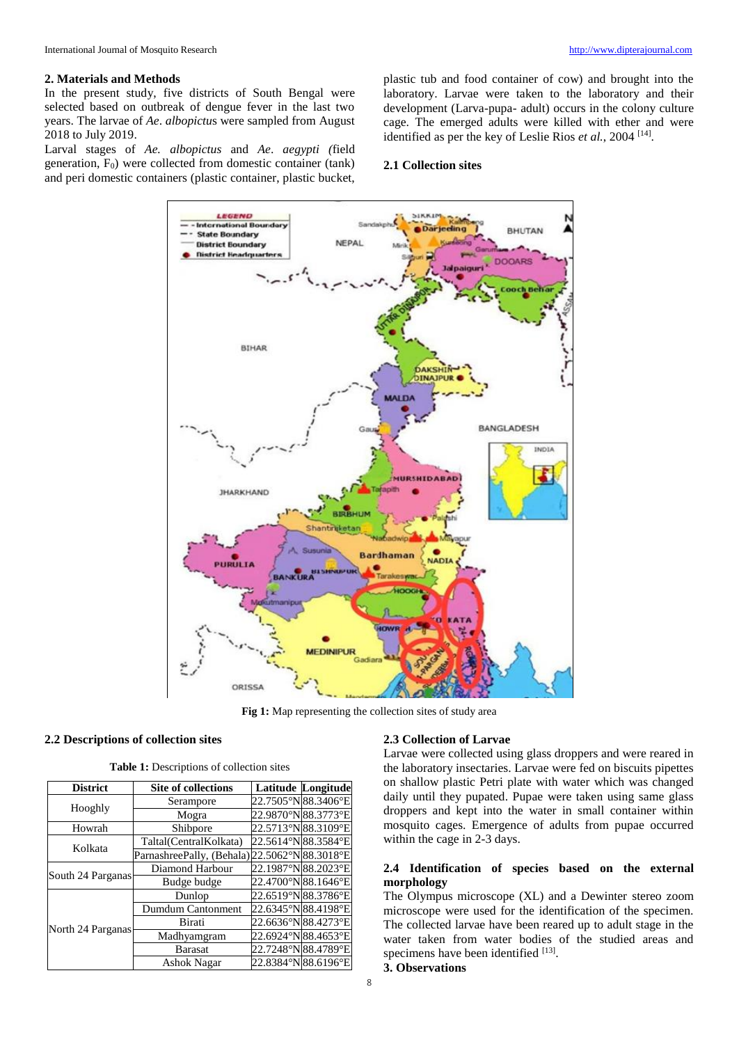## 2. Materials and Methods

In the present study, five districts of South Bengal were selected based on outbreak of dengue fever in the last two years. The larvae of *Ae. albopictus* were sampled from August 2018 to July 2019.

Larval stages of *Ae. albopictus* and *Ae. aegypti (*field generation, $F_0$) were collected from domestic container (tank) and peri domestic containers (plastic container, plastic bucket, plastic tub and food container of cow) and brought into the laboratory. Larvae were taken to the laboratory and their development (Larva-pupa- adult) occurs in the colony culture cage. The emerged adults were killed with ether and were identified as per the key of Leslie Rios *et al.*, 2004 [14].

### 2.1 Collection sites

**Fig 1:** Map representing the collection sites of study area

### 2.2 Descriptions of collection sites

**Table 1:** Descriptions of collection sites

| District | Site of collections | Latitude | Longitude |
|---|---|---|---|
| Hooghly | Serampore | 22.7505°N | 88.3406°E |
| | Mogra | 22.9870°N | 88.3773°E |
| Howrah | Shibpore | 22.5713°N | 88.3109°E |
| Kolkata | Taltal(CentralKolkata) | 22.5614°N | 88.3584°E |
| | ParnashreePally, (Behala) | 22.5062°N | 88.3018°E |
| South 24 Parganas | Diamond Harbour | 22.1987°N | 88.2023°E |
| | Budge budge | 22.4700°N | 88.1646°E |
| North 24 Parganas | Dunlop | 22.6519°N | 88.3786°E |
| | Dumdum Cantonment | 22.6345°N | 88.4198°E |
| | Birati | 22.6636°N | 88.4273°E |
| | Madhyamgram | 22.6924°N | 88.4653°E |
| | Barasat | 22.7248°N | 88.4789°E |
| | Ashok Nagar | 22.8384°N | 88.6196°E |

### 2.3 Collection of Larvae

Larvae were collected using glass droppers and were reared in the laboratory insectaries. Larvae were fed on biscuits pipettes on shallow plastic Petri plate with water which was changed daily until they pupated. Pupae were taken using same glass droppers and kept into the water in small container within mosquito cages. Emergence of adults from pupae occurred within the cage in 2-3 days.

### 2.4 Identification of species based on the external morphology

The Olympus microscope (XL) and a Dewinter stereo zoom microscope were used for the identification of the specimen. The collected larvae have been reared up to adult stage in the water taken from water bodies of the studied areas and specimens have been identified [13].

## 3. Observations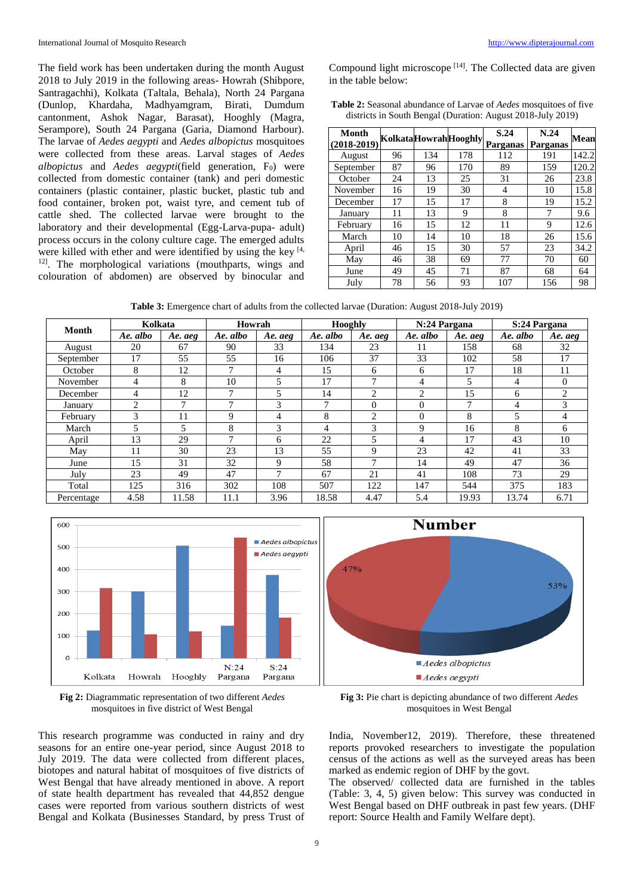The field work has been undertaken during the month August 2018 to July 2019 in the following areas- Howrah (Shibpore, Santragachhi), Kolkata (Taltala, Behala), North 24 Pargana (Dunlop, Khardaha, Madhyamgram, Birati, Dumdum cantonment, Ashok Nagar, Barasat), Hooghly (Magra, Serampore), South 24 Pargana (Garia, Diamond Harbour). The larvae of *Aedes aegypti* and *Aedes albopictus* mosquitoes were collected from these areas. Larval stages of *Aedes albopictus* and *Aedes aegypti*(field generation, $F_0$) were collected from domestic container (tank) and peri domestic containers (plastic container, plastic bucket, plastic tub and food container, broken pot, waist tyre, and cement tub of cattle shed. The collected larvae were brought to the laboratory and their developmental (Egg-Larva-pupa- adult) process occurs in the colony culture cage. The emerged adults were killed with ether and were identified by using the key [4, 12]. The morphological variations (mouthparts, wings and colouration of abdomen) are observed by binocular and Compound light microscope [14]. The Collected data are given in the table below:

**Table 2:** Seasonal abundance of Larvae of *Aedes* mosquitoes of five districts in South Bengal (Duration: August 2018-July 2019)

| Month (2018-2019) | Kolkata | Howrah | Hooghly | S.24 Parganas | N.24 Parganas | Mean |
|---|---|---|---|---|---|---|
| August | 96 | 134 | 178 | 112 | 191 | 142.2 |
| September | 87 | 96 | 170 | 89 | 159 | 120.2 |
| October | 24 | 13 | 25 | 31 | 26 | 23.8 |
| November | 16 | 19 | 30 | 4 | 10 | 15.8 |
| December | 17 | 15 | 17 | 8 | 19 | 15.2 |
| January | 11 | 13 | 9 | 8 | 7 | 9.6 |
| February | 16 | 15 | 12 | 11 | 9 | 12.6 |
| March | 10 | 14 | 10 | 18 | 26 | 15.6 |
| April | 46 | 15 | 30 | 57 | 23 | 34.2 |
| May | 46 | 38 | 69 | 77 | 70 | 60 |
| June | 49 | 45 | 71 | 87 | 68 | 64 |
| July | 78 | 56 | 93 | 107 | 156 | 98 |

**Table 3:** Emergence chart of adults from the collected larvae (Duration: August 2018-July 2019)

| Month | Kolkata | | Howrah | | Hooghly | | N:24 Pargana | | S:24 Pargana | |
|---|---|---|---|---|---|---|---|---|---|---|
| | *Ae. albo* | *Ae. aeg* | *Ae. albo* | *Ae. aeg* | *Ae. albo* | *Ae. aeg* | *Ae. albo* | *Ae. aeg* | *Ae. albo* | *Ae. aeg* |
| August | 20 | 67 | 90 | 33 | 134 | 23 | 11 | 158 | 68 | 32 |
| September | 17 | 55 | 55 | 16 | 106 | 37 | 33 | 102 | 58 | 17 |
| October | 8 | 12 | 7 | 4 | 15 | 6 | 6 | 17 | 18 | 11 |
| November | 4 | 8 | 10 | 5 | 17 | 7 | 4 | 5 | 4 | 0 |
| December | 4 | 12 | 7 | 5 | 14 | 2 | 2 | 15 | 6 | 2 |
| January | 2 | 7 | 7 | 3 | 7 | 0 | 0 | 7 | 4 | 3 |
| February | 3 | 11 | 9 | 4 | 8 | 2 | 0 | 8 | 5 | 4 |
| March | 5 | 5 | 8 | 3 | 4 | 3 | 9 | 16 | 8 | 6 |
| April | 13 | 29 | 7 | 6 | 22 | 5 | 4 | 17 | 43 | 10 |
| May | 11 | 30 | 23 | 13 | 55 | 9 | 23 | 42 | 41 | 33 |
| June | 15 | 31 | 32 | 9 | 58 | 7 | 14 | 49 | 47 | 36 |
| July | 23 | 49 | 47 | 7 | 67 | 21 | 41 | 108 | 73 | 29 |
| Total | 125 | 316 | 302 | 108 | 507 | 122 | 147 | 544 | 375 | 183 |
| Percentage | 4.58 | 11.58 | 11.1 | 3.96 | 18.58 | 4.47 | 5.4 | 19.93 | 13.74 | 6.71 |

**Fig 2:** Diagrammatic representation of two different *Aedes* mosquitoes in five district of West Bengal

**Fig 3:** Pie chart is depicting abundance of two different *Aedes* mosquitoes in West Bengal

This research programme was conducted in rainy and dry seasons for an entire one-year period, since August 2018 to July 2019. The data were collected from different places, biotopes and natural habitat of mosquitoes of five districts of West Bengal that have already mentioned in above. A report of state health department has revealed that 44,852 dengue cases were reported from various southern districts of west Bengal and Kolkata (Businesses Standard, by press Trust of India, November12, 2019). Therefore, these threatened reports provoked researchers to investigate the population census of the actions as well as the surveyed areas has been marked as endemic region of DHF by the govt.

The observed/ collected data are furnished in the tables (Table: 3, 4, 5) given below: This survey was conducted in West Bengal based on DHF outbreak in past few years. (DHF report: Source Health and Family Welfare dept).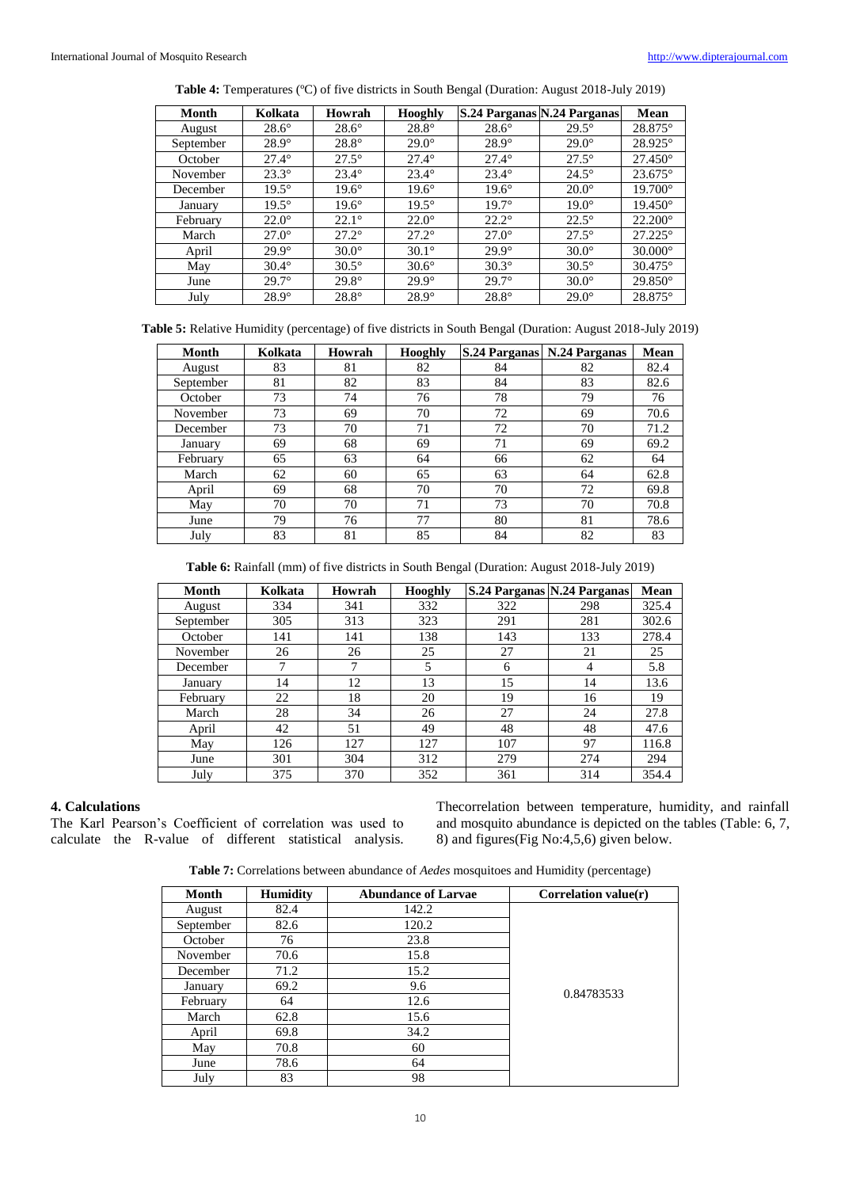**Table 4:** Temperatures (ºC) of five districts in South Bengal (Duration: August 2018-July 2019)

| Month | Kolkata | Howrah | Hooghly | S.24 Parganas | N.24 Parganas | Mean |
|---|---|---|---|---|---|---|
| August | 28.6° | 28.6° | 28.8° | 28.6° | 29.5° | 28.875° |
| September | 28.9° | 28.8° | 29.0° | 28.9° | 29.0° | 28.925° |
| October | 27.4° | 27.5° | 27.4° | 27.4° | 27.5° | 27.450° |
| November | 23.3° | 23.4° | 23.4° | 23.4° | 24.5° | 23.675° |
| December | 19.5° | 19.6° | 19.6° | 19.6° | 20.0° | 19.700° |
| January | 19.5° | 19.6° | 19.5° | 19.7° | 19.0° | 19.450° |
| February | 22.0° | 22.1° | 22.0° | 22.2° | 22.5° | 22.200° |
| March | 27.0° | 27.2° | 27.2° | 27.0° | 27.5° | 27.225° |
| April | 29.9° | 30.0° | 30.1° | 29.9° | 30.0° | 30.000° |
| May | 30.4° | 30.5° | 30.6° | 30.3° | 30.5° | 30.475° |
| June | 29.7° | 29.8° | 29.9° | 29.7° | 30.0° | 29.850° |
| July | 28.9° | 28.8° | 28.9° | 28.8° | 29.0° | 28.875° |

**Table 5:** Relative Humidity (percentage) of five districts in South Bengal (Duration: August 2018-July 2019)

| Month | Kolkata | Howrah | Hooghly | S.24 Parganas | N.24 Parganas | Mean |
|---|---|---|---|---|---|---|
| August | 83 | 81 | 82 | 84 | 82 | 82.4 |
| September | 81 | 82 | 83 | 84 | 83 | 82.6 |
| October | 73 | 74 | 76 | 78 | 79 | 76 |
| November | 73 | 69 | 70 | 72 | 69 | 70.6 |
| December | 73 | 70 | 71 | 72 | 70 | 71.2 |
| January | 69 | 68 | 69 | 71 | 69 | 69.2 |
| February | 65 | 63 | 64 | 66 | 62 | 64 |
| March | 62 | 60 | 65 | 63 | 64 | 62.8 |
| April | 69 | 68 | 70 | 70 | 72 | 69.8 |
| May | 70 | 70 | 71 | 73 | 70 | 70.8 |
| June | 79 | 76 | 77 | 80 | 81 | 78.6 |
| July | 83 | 81 | 85 | 84 | 82 | 83 |

**Table 6:** Rainfall (mm) of five districts in South Bengal (Duration: August 2018-July 2019)

| Month | Kolkata | Howrah | Hooghly | S.24 Parganas | N.24 Parganas | Mean |
|---|---|---|---|---|---|---|
| August | 334 | 341 | 332 | 322 | 298 | 325.4 |
| September | 305 | 313 | 323 | 291 | 281 | 302.6 |
| October | 141 | 141 | 138 | 143 | 133 | 278.4 |
| November | 26 | 26 | 25 | 27 | 21 | 25 |
| December | 7 | 7 | 5 | 6 | 4 | 5.8 |
| January | 14 | 12 | 13 | 15 | 14 | 13.6 |
| February | 22 | 18 | 20 | 19 | 16 | 19 |
| March | 28 | 34 | 26 | 27 | 24 | 27.8 |
| April | 42 | 51 | 49 | 48 | 48 | 47.6 |
| May | 126 | 127 | 127 | 107 | 97 | 116.8 |
| June | 301 | 304 | 312 | 279 | 274 | 294 |
| July | 375 | 370 | 352 | 361 | 314 | 354.4 |

## 4. Calculations

The Karl Pearson's Coefficient of correlation was used to calculate the R-value of different statistical analysis. Thecorrelation between temperature, humidity, and rainfall and mosquito abundance is depicted on the tables (Table: 6, 7, 8) and figures(Fig No:4,5,6) given below.

**Table 7:** Correlations between abundance of *Aedes* mosquitoes and Humidity (percentage)

| Month | Humidity | Abundance of Larvae | Correlation value(r) |
|---|---|---|---|
| August | 82.4 | 142.2 | 0.84783533 |
| September | 82.6 | 120.2 | |
| October | 76 | 23.8 | |
| November | 70.6 | 15.8 | |
| December | 71.2 | 15.2 | |
| January | 69.2 | 9.6 | |
| February | 64 | 12.6 | |
| March | 62.8 | 15.6 | |
| April | 69.8 | 34.2 | |
| May | 70.8 | 60 | |
| June | 78.6 | 64 | |
| July | 83 | 98 | |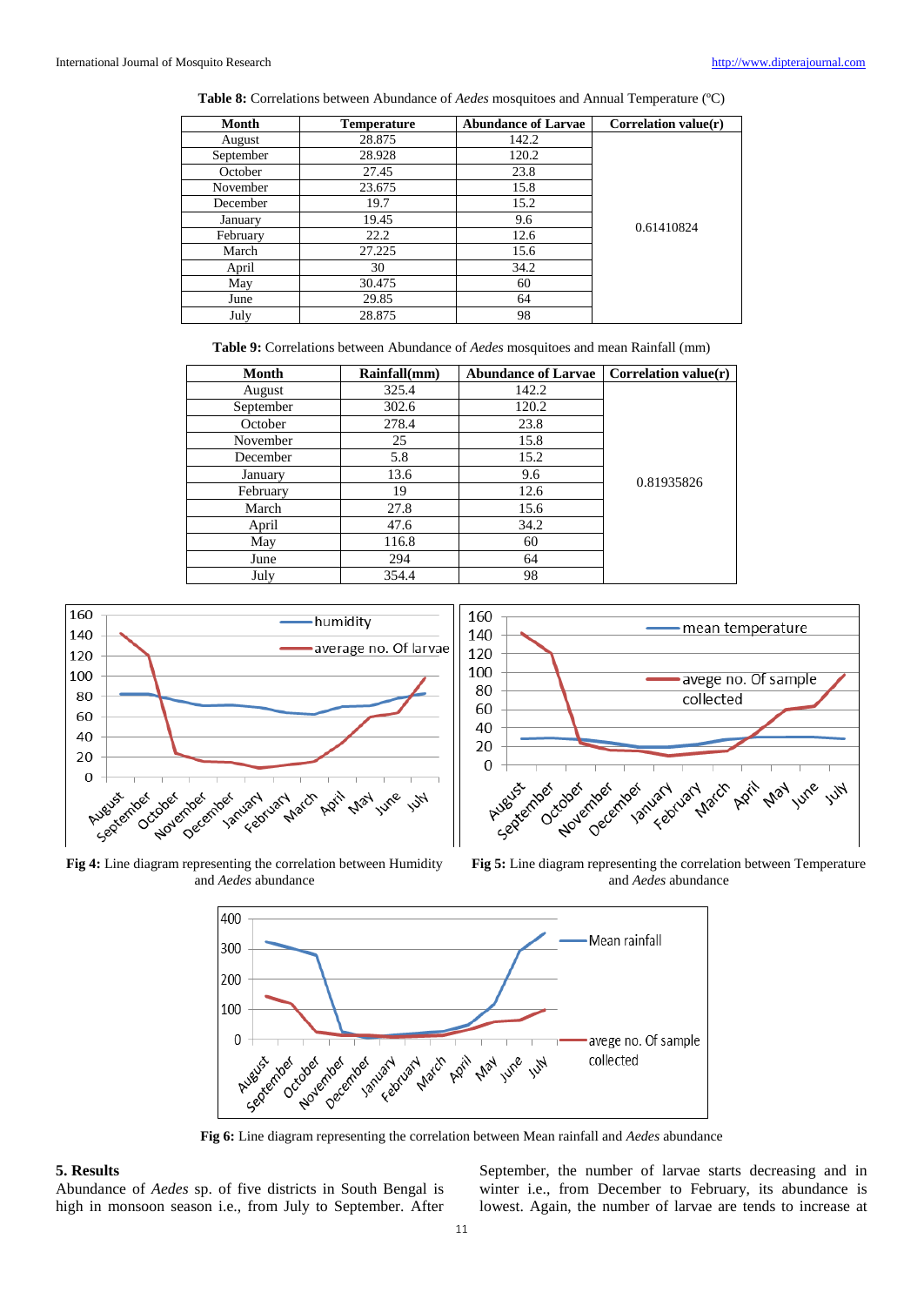**Table 8:** Correlations between Abundance of *Aedes* mosquitoes and Annual Temperature (°C)

| Month | Temperature | Abundance of Larvae | Correlation value(r) |
|---|---|---|---|
| August | 28.875 | 142.2 | 0.61410824 |
| September | 28.928 | 120.2 | |
| October | 27.45 | 23.8 | |
| November | 23.675 | 15.8 | |
| December | 19.7 | 15.2 | |
| January | 19.45 | 9.6 | |
| February | 22.2 | 12.6 | |
| March | 27.225 | 15.6 | |
| April | 30 | 34.2 | |
| May | 30.475 | 60 | |
| June | 29.85 | 64 | |
| July | 28.875 | 98 | |

**Table 9:** Correlations between Abundance of *Aedes* mosquitoes and mean Rainfall (mm)

| Month | Rainfall(mm) | Abundance of Larvae | Correlation value(r) |
|---|---|---|---|
| August | 325.4 | 142.2 | 0.81935826 |
| September | 302.6 | 120.2 | |
| October | 278.4 | 23.8 | |
| November | 25 | 15.8 | |
| December | 5.8 | 15.2 | |
| January | 13.6 | 9.6 | |
| February | 19 | 12.6 | |
| March | 27.8 | 15.6 | |
| April | 47.6 | 34.2 | |
| May | 116.8 | 60 | |
| June | 294 | 64 | |
| July | 354.4 | 98 | |

**Fig 4:** Line diagram representing the correlation between Humidity and *Aedes* abundance

**Fig 5:** Line diagram representing the correlation between Temperature and *Aedes* abundance

**Fig 6:** Line diagram representing the correlation between Mean rainfall and *Aedes* abundance

## 5. Results

Abundance of *Aedes* sp. of five districts in South Bengal is high in monsoon season i.e., from July to September. After September, the number of larvae starts decreasing and in winter i.e., from December to February, its abundance is lowest. Again, the number of larvae are tends to increase at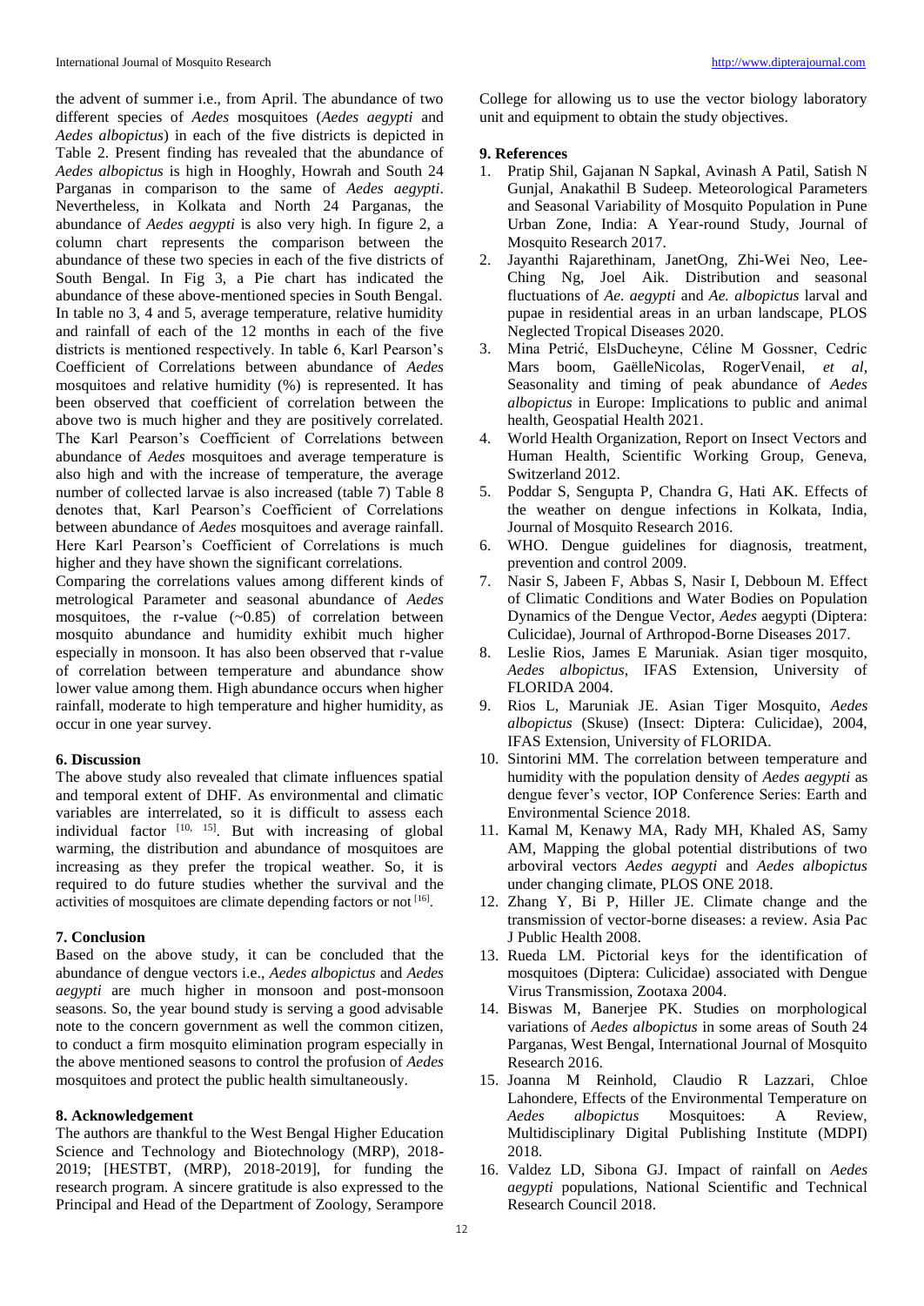the advent of summer i.e., from April. The abundance of two different species of *Aedes* mosquitoes (*Aedes aegypti* and *Aedes albopictus*) in each of the five districts is depicted in Table 2. Present finding has revealed that the abundance of *Aedes albopictus* is high in Hooghly, Howrah and South 24 Parganas in comparison to the same of *Aedes aegypti*. Nevertheless, in Kolkata and North 24 Parganas, the abundance of *Aedes aegypti* is also very high. In figure 2, a column chart represents the comparison between the abundance of these two species in each of the five districts of South Bengal. In Fig 3, a Pie chart has indicated the abundance of these above-mentioned species in South Bengal. In table no 3, 4 and 5, average temperature, relative humidity and rainfall of each of the 12 months in each of the five districts is mentioned respectively. In table 6, Karl Pearson's Coefficient of Correlations between abundance of *Aedes* mosquitoes and relative humidity (%) is represented. It has been observed that coefficient of correlation between the above two is much higher and they are positively correlated. The Karl Pearson's Coefficient of Correlations between abundance of *Aedes* mosquitoes and average temperature is also high and with the increase of temperature, the average number of collected larvae is also increased (table 7) Table 8 denotes that, Karl Pearson's Coefficient of Correlations between abundance of *Aedes* mosquitoes and average rainfall. Here Karl Pearson's Coefficient of Correlations is much higher and they have shown the significant correlations.

Comparing the correlations values among different kinds of metrological Parameter and seasonal abundance of *Aedes* mosquitoes, the r-value (~0.85) of correlation between mosquito abundance and humidity exhibit much higher especially in monsoon. It has also been observed that r-value of correlation between temperature and abundance show lower value among them. High abundance occurs when higher rainfall, moderate to high temperature and higher humidity, as occur in one year survey.

## 6. Discussion

The above study also revealed that climate influences spatial and temporal extent of DHF. As environmental and climatic variables are interrelated, so it is difficult to assess each individual factor [10, 15]. But with increasing of global warming, the distribution and abundance of mosquitoes are increasing as they prefer the tropical weather. So, it is required to do future studies whether the survival and the activities of mosquitoes are climate depending factors or not [16].

## 7. Conclusion

Based on the above study, it can be concluded that the abundance of dengue vectors i.e., *Aedes albopictus* and *Aedes aegypti* are much higher in monsoon and post-monsoon seasons. So, the year bound study is serving a good advisable note to the concern government as well the common citizen, to conduct a firm mosquito elimination program especially in the above mentioned seasons to control the profusion of *Aedes* mosquitoes and protect the public health simultaneously.

## 8. Acknowledgement

The authors are thankful to the West Bengal Higher Education Science and Technology and Biotechnology (MRP), 2018-2019; [HESTBT, (MRP), 2018-2019], for funding the research program. A sincere gratitude is also expressed to the Principal and Head of the Department of Zoology, Serampore College for allowing us to use the vector biology laboratory unit and equipment to obtain the study objectives.

## 9. References

1. Pratip Shil, Gajanan N Sapkal, Avinash A Patil, Satish N Gunjal, Anakathil B Sudeep. Meteorological Parameters and Seasonal Variability of Mosquito Population in Pune Urban Zone, India: A Year-round Study, Journal of Mosquito Research 2017.
2. Jayanthi Rajarethinam, JanetOng, Zhi-Wei Neo, Lee-Ching Ng, Joel Aik. Distribution and seasonal fluctuations of *Ae. aegypti* and *Ae. albopictus* larval and pupae in residential areas in an urban landscape, PLOS Neglected Tropical Diseases 2020.
3. Mina Petrić, ElsDucheyne, Céline M Gossner, Cedric Mars boom, GaëlleNicolas, RogerVenail, *et al*, Seasonality and timing of peak abundance of *Aedes albopictus* in Europe: Implications to public and animal health, Geospatial Health 2021.
4. World Health Organization, Report on Insect Vectors and Human Health, Scientific Working Group, Geneva, Switzerland 2012.
5. Poddar S, Sengupta P, Chandra G, Hati AK. Effects of the weather on dengue infections in Kolkata, India, Journal of Mosquito Research 2016.
6. WHO. Dengue guidelines for diagnosis, treatment, prevention and control 2009.
7. Nasir S, Jabeen F, Abbas S, Nasir I, Debboun M. Effect of Climatic Conditions and Water Bodies on Population Dynamics of the Dengue Vector, *Aedes* aegypti (Diptera: Culicidae), Journal of Arthropod-Borne Diseases 2017.
8. Leslie Rios, James E Maruniak. Asian tiger mosquito, *Aedes albopictus*, IFAS Extension, University of FLORIDA 2004.
9. Rios L, Maruniak JE. Asian Tiger Mosquito, *Aedes albopictus* (Skuse) (Insect: Diptera: Culicidae), 2004, IFAS Extension, University of FLORIDA.
10. Sintorini MM. The correlation between temperature and humidity with the population density of *Aedes aegypti* as dengue fever's vector, IOP Conference Series: Earth and Environmental Science 2018.
11. Kamal M, Kenawy MA, Rady MH, Khaled AS, Samy AM, Mapping the global potential distributions of two arboviral vectors *Aedes aegypti* and *Aedes albopictus* under changing climate, PLOS ONE 2018.
12. Zhang Y, Bi P, Hiller JE. Climate change and the transmission of vector-borne diseases: a review. Asia Pac J Public Health 2008.
13. Rueda LM. Pictorial keys for the identification of mosquitoes (Diptera: Culicidae) associated with Dengue Virus Transmission, Zootaxa 2004.
14. Biswas M, Banerjee PK. Studies on morphological variations of *Aedes albopictus* in some areas of South 24 Parganas, West Bengal, International Journal of Mosquito Research 2016.
15. Joanna M Reinhold, Claudio R Lazzari, Chloe Lahondere, Effects of the Environmental Temperature on *Aedes albopictus* Mosquitoes: A Review, Multidisciplinary Digital Publishing Institute (MDPI) 2018.
16. Valdez LD, Sibona GJ. Impact of rainfall on *Aedes aegypti* populations, National Scientific and Technical Research Council 2018.